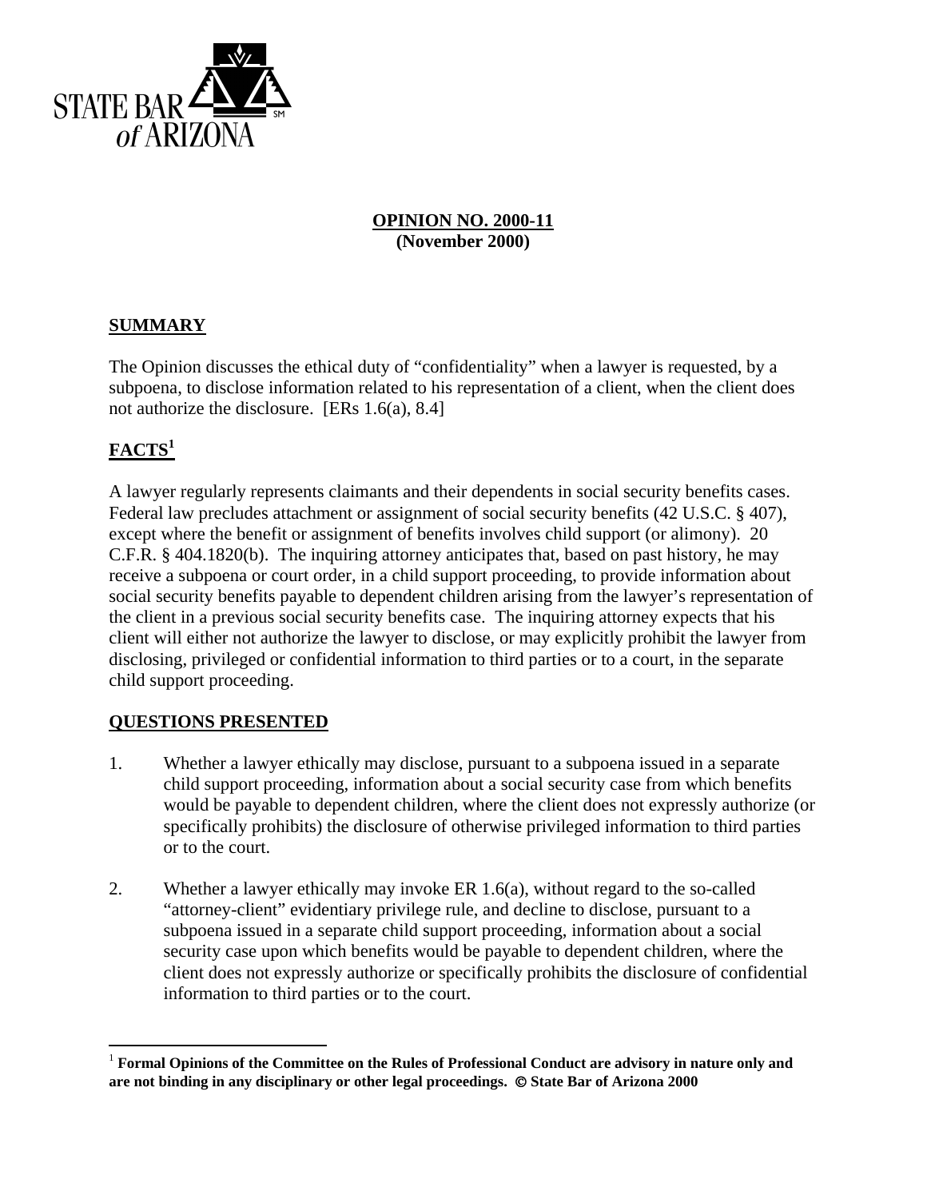STATE BAR of ARIZONA

**OPINION NO. 2000-11**
**(November 2000)**

## SUMMARY

The Opinion discusses the ethical duty of "confidentiality" when a lawyer is requested, by a subpoena, to disclose information related to his representation of a client, when the client does not authorize the disclosure. [ERs 1.6(a), 8.4]

## FACTS[1]

A lawyer regularly represents claimants and their dependents in social security benefits cases. Federal law precludes attachment or assignment of social security benefits (42 U.S.C. § 407), except where the benefit or assignment of benefits involves child support (or alimony). 20 C.F.R. § 404.1820(b). The inquiring attorney anticipates that, based on past history, he may receive a subpoena or court order, in a child support proceeding, to provide information about social security benefits payable to dependent children arising from the lawyer's representation of the client in a previous social security benefits case. The inquiring attorney expects that his client will either not authorize the lawyer to disclose, or may explicitly prohibit the lawyer from disclosing, privileged or confidential information to third parties or to a court, in the separate child support proceeding.

## QUESTIONS PRESENTED

1. Whether a lawyer ethically may disclose, pursuant to a subpoena issued in a separate child support proceeding, information about a social security case from which benefits would be payable to dependent children, where the client does not expressly authorize (or specifically prohibits) the disclosure of otherwise privileged information to third parties or to the court.

2. Whether a lawyer ethically may invoke ER 1.6(a), without regard to the so-called "attorney-client" evidentiary privilege rule, and decline to disclose, pursuant to a subpoena issued in a separate child support proceeding, information about a social security case upon which benefits would be payable to dependent children, where the client does not expressly authorize or specifically prohibits the disclosure of confidential information to third parties or to the court.

---

[1] **Formal Opinions of the Committee on the Rules of Professional Conduct are advisory in nature only and are not binding in any disciplinary or other legal proceedings. © State Bar of Arizona 2000**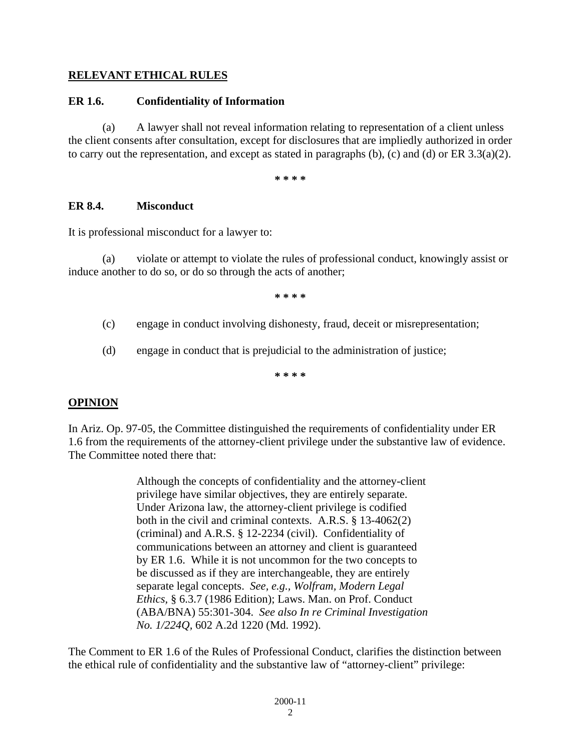## RELEVANT ETHICAL RULES

**ER 1.6. Confidentiality of Information**

(a) A lawyer shall not reveal information relating to representation of a client unless the client consents after consultation, except for disclosures that are impliedly authorized in order to carry out the representation, and except as stated in paragraphs (b), (c) and (d) or ER 3.3(a)(2).

**\* \* \* \***

**ER 8.4. Misconduct**

It is professional misconduct for a lawyer to:

(a) violate or attempt to violate the rules of professional conduct, knowingly assist or induce another to do so, or do so through the acts of another;

**\* \* \* \***

(c) engage in conduct involving dishonesty, fraud, deceit or misrepresentation;

(d) engage in conduct that is prejudicial to the administration of justice;

**\* \* \* \***

## OPINION

In Ariz. Op. 97-05, the Committee distinguished the requirements of confidentiality under ER 1.6 from the requirements of the attorney-client privilege under the substantive law of evidence. The Committee noted there that:

> Although the concepts of confidentiality and the attorney-client privilege have similar objectives, they are entirely separate. Under Arizona law, the attorney-client privilege is codified both in the civil and criminal contexts. A.R.S. § 13-4062(2) (criminal) and A.R.S. § 12-2234 (civil). Confidentiality of communications between an attorney and client is guaranteed by ER 1.6. While it is not uncommon for the two concepts to be discussed as if they are interchangeable, they are entirely separate legal concepts. *See, e.g., Wolfram, Modern Legal Ethics*, § 6.3.7 (1986 Edition); Laws. Man. on Prof. Conduct (ABA/BNA) 55:301-304. *See also In re Criminal Investigation No. 1/224Q*, 602 A.2d 1220 (Md. 1992).

The Comment to ER 1.6 of the Rules of Professional Conduct, clarifies the distinction between the ethical rule of confidentiality and the substantive law of "attorney-client" privilege: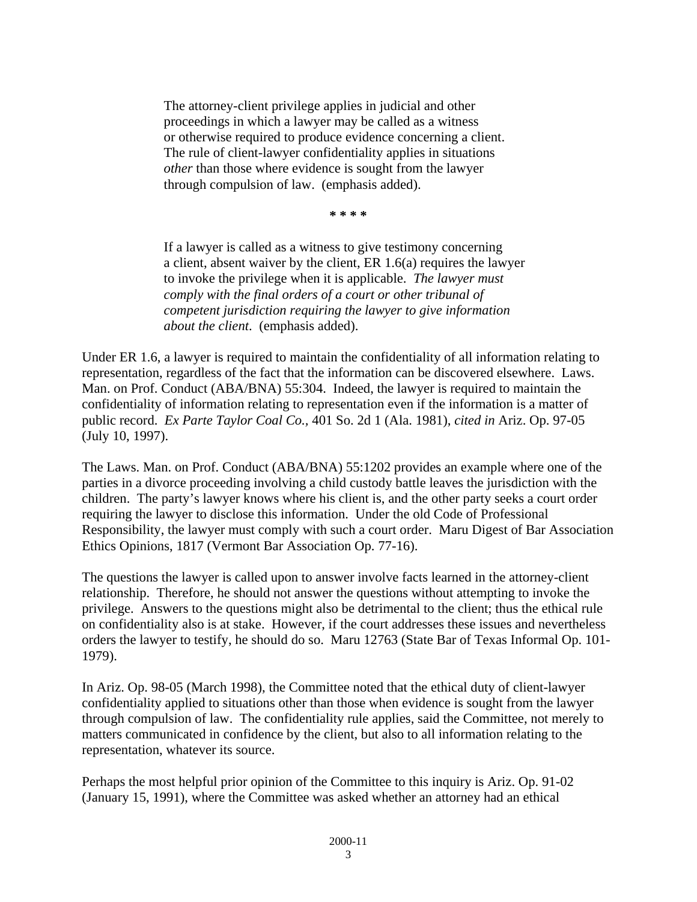> The attorney-client privilege applies in judicial and other proceedings in which a lawyer may be called as a witness or otherwise required to produce evidence concerning a client. The rule of client-lawyer confidentiality applies in situations *other* than those where evidence is sought from the lawyer through compulsion of law. (emphasis added).
>
> **\* \* \* \***
>
> If a lawyer is called as a witness to give testimony concerning a client, absent waiver by the client, ER 1.6(a) requires the lawyer to invoke the privilege when it is applicable. *The lawyer must comply with the final orders of a court or other tribunal of competent jurisdiction requiring the lawyer to give information about the client*. (emphasis added).

Under ER 1.6, a lawyer is required to maintain the confidentiality of all information relating to representation, regardless of the fact that the information can be discovered elsewhere. Laws. Man. on Prof. Conduct (ABA/BNA) 55:304. Indeed, the lawyer is required to maintain the confidentiality of information relating to representation even if the information is a matter of public record. *Ex Parte Taylor Coal Co.,* 401 So. 2d 1 (Ala. 1981), *cited in* Ariz. Op. 97-05 (July 10, 1997).

The Laws. Man. on Prof. Conduct (ABA/BNA) 55:1202 provides an example where one of the parties in a divorce proceeding involving a child custody battle leaves the jurisdiction with the children. The party's lawyer knows where his client is, and the other party seeks a court order requiring the lawyer to disclose this information. Under the old Code of Professional Responsibility, the lawyer must comply with such a court order. Maru Digest of Bar Association Ethics Opinions, 1817 (Vermont Bar Association Op. 77-16).

The questions the lawyer is called upon to answer involve facts learned in the attorney-client relationship. Therefore, he should not answer the questions without attempting to invoke the privilege. Answers to the questions might also be detrimental to the client; thus the ethical rule on confidentiality also is at stake. However, if the court addresses these issues and nevertheless orders the lawyer to testify, he should do so. Maru 12763 (State Bar of Texas Informal Op. 101-1979).

In Ariz. Op. 98-05 (March 1998), the Committee noted that the ethical duty of client-lawyer confidentiality applied to situations other than those when evidence is sought from the lawyer through compulsion of law. The confidentiality rule applies, said the Committee, not merely to matters communicated in confidence by the client, but also to all information relating to the representation, whatever its source.

Perhaps the most helpful prior opinion of the Committee to this inquiry is Ariz. Op. 91-02 (January 15, 1991), where the Committee was asked whether an attorney had an ethical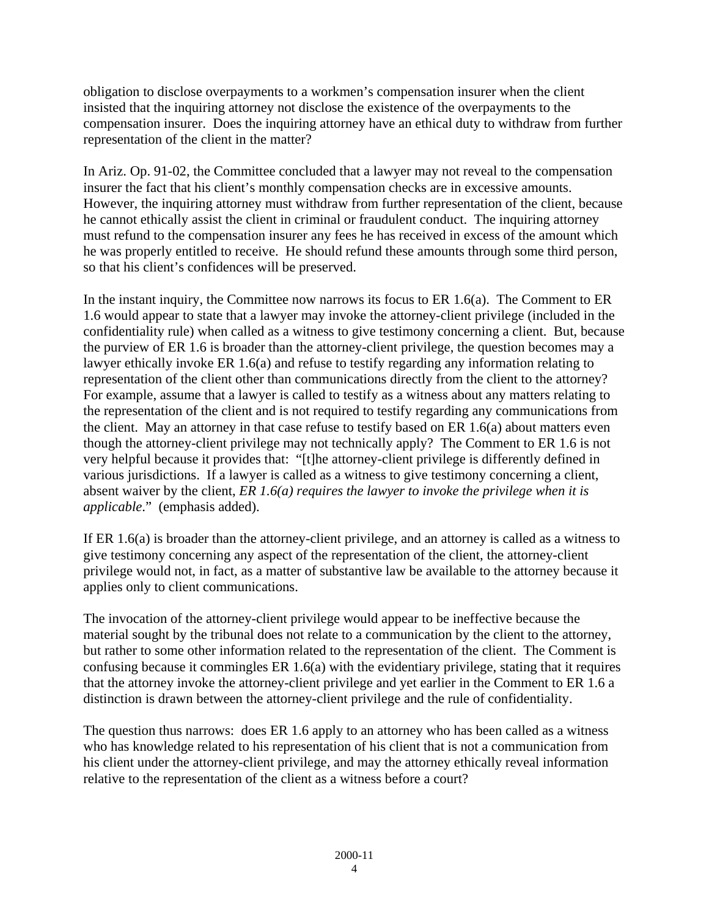obligation to disclose overpayments to a workmen's compensation insurer when the client insisted that the inquiring attorney not disclose the existence of the overpayments to the compensation insurer. Does the inquiring attorney have an ethical duty to withdraw from further representation of the client in the matter?

In Ariz. Op. 91-02, the Committee concluded that a lawyer may not reveal to the compensation insurer the fact that his client's monthly compensation checks are in excessive amounts. However, the inquiring attorney must withdraw from further representation of the client, because he cannot ethically assist the client in criminal or fraudulent conduct. The inquiring attorney must refund to the compensation insurer any fees he has received in excess of the amount which he was properly entitled to receive. He should refund these amounts through some third person, so that his client's confidences will be preserved.

In the instant inquiry, the Committee now narrows its focus to ER 1.6(a). The Comment to ER 1.6 would appear to state that a lawyer may invoke the attorney-client privilege (included in the confidentiality rule) when called as a witness to give testimony concerning a client. But, because the purview of ER 1.6 is broader than the attorney-client privilege, the question becomes may a lawyer ethically invoke ER 1.6(a) and refuse to testify regarding any information relating to representation of the client other than communications directly from the client to the attorney? For example, assume that a lawyer is called to testify as a witness about any matters relating to the representation of the client and is not required to testify regarding any communications from the client. May an attorney in that case refuse to testify based on ER 1.6(a) about matters even though the attorney-client privilege may not technically apply? The Comment to ER 1.6 is not very helpful because it provides that: "[t]he attorney-client privilege is differently defined in various jurisdictions. If a lawyer is called as a witness to give testimony concerning a client, absent waiver by the client, *ER 1.6(a) requires the lawyer to invoke the privilege when it is applicable*." (emphasis added).

If ER 1.6(a) is broader than the attorney-client privilege, and an attorney is called as a witness to give testimony concerning any aspect of the representation of the client, the attorney-client privilege would not, in fact, as a matter of substantive law be available to the attorney because it applies only to client communications.

The invocation of the attorney-client privilege would appear to be ineffective because the material sought by the tribunal does not relate to a communication by the client to the attorney, but rather to some other information related to the representation of the client. The Comment is confusing because it commingles ER 1.6(a) with the evidentiary privilege, stating that it requires that the attorney invoke the attorney-client privilege and yet earlier in the Comment to ER 1.6 a distinction is drawn between the attorney-client privilege and the rule of confidentiality.

The question thus narrows: does ER 1.6 apply to an attorney who has been called as a witness who has knowledge related to his representation of his client that is not a communication from his client under the attorney-client privilege, and may the attorney ethically reveal information relative to the representation of the client as a witness before a court?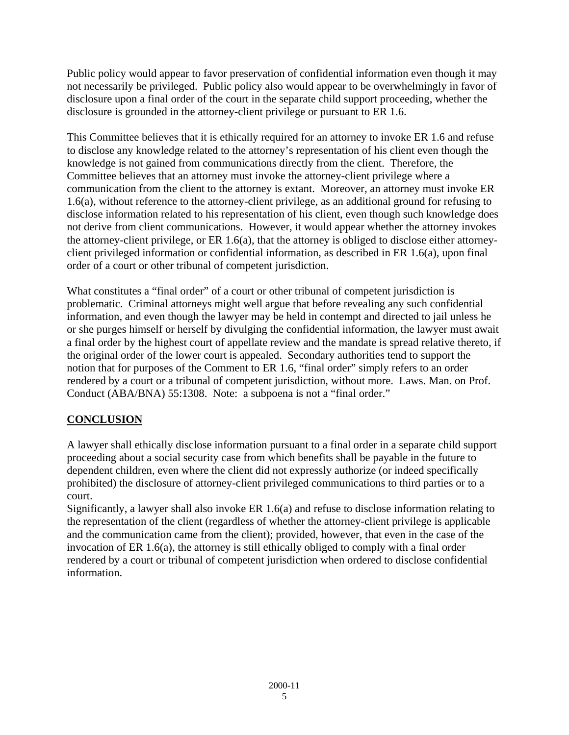Public policy would appear to favor preservation of confidential information even though it may not necessarily be privileged. Public policy also would appear to be overwhelmingly in favor of disclosure upon a final order of the court in the separate child support proceeding, whether the disclosure is grounded in the attorney-client privilege or pursuant to ER 1.6.

This Committee believes that it is ethically required for an attorney to invoke ER 1.6 and refuse to disclose any knowledge related to the attorney's representation of his client even though the knowledge is not gained from communications directly from the client. Therefore, the Committee believes that an attorney must invoke the attorney-client privilege where a communication from the client to the attorney is extant. Moreover, an attorney must invoke ER 1.6(a), without reference to the attorney-client privilege, as an additional ground for refusing to disclose information related to his representation of his client, even though such knowledge does not derive from client communications. However, it would appear whether the attorney invokes the attorney-client privilege, or ER 1.6(a), that the attorney is obliged to disclose either attorney-client privileged information or confidential information, as described in ER 1.6(a), upon final order of a court or other tribunal of competent jurisdiction.

What constitutes a "final order" of a court or other tribunal of competent jurisdiction is problematic. Criminal attorneys might well argue that before revealing any such confidential information, and even though the lawyer may be held in contempt and directed to jail unless he or she purges himself or herself by divulging the confidential information, the lawyer must await a final order by the highest court of appellate review and the mandate is spread relative thereto, if the original order of the lower court is appealed. Secondary authorities tend to support the notion that for purposes of the Comment to ER 1.6, "final order" simply refers to an order rendered by a court or a tribunal of competent jurisdiction, without more. Laws. Man. on Prof. Conduct (ABA/BNA) 55:1308. Note: a subpoena is not a "final order."

## CONCLUSION

A lawyer shall ethically disclose information pursuant to a final order in a separate child support proceeding about a social security case from which benefits shall be payable in the future to dependent children, even where the client did not expressly authorize (or indeed specifically prohibited) the disclosure of attorney-client privileged communications to third parties or to a court.

Significantly, a lawyer shall also invoke ER 1.6(a) and refuse to disclose information relating to the representation of the client (regardless of whether the attorney-client privilege is applicable and the communication came from the client); provided, however, that even in the case of the invocation of ER 1.6(a), the attorney is still ethically obliged to comply with a final order rendered by a court or tribunal of competent jurisdiction when ordered to disclose confidential information.